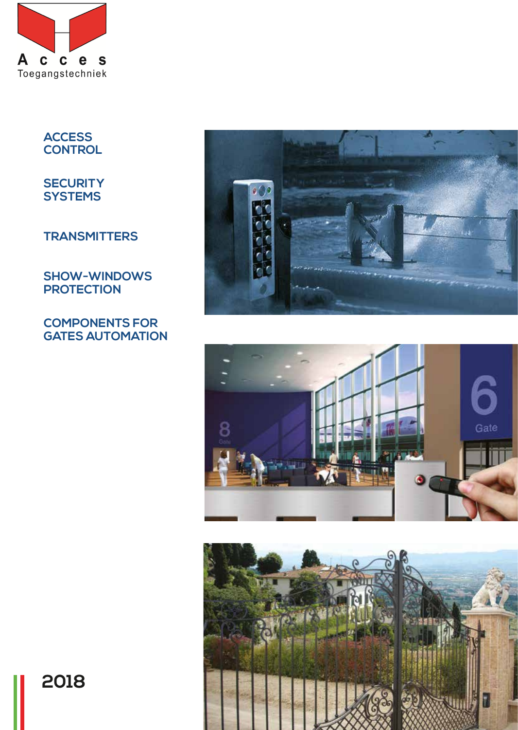Acces
Toegangstechniek

ACCESS CONTROL

SECURITY SYSTEMS

TRANSMITTERS

SHOW-WINDOWS PROTECTION

COMPONENTS FOR GATES AUTOMATION

2018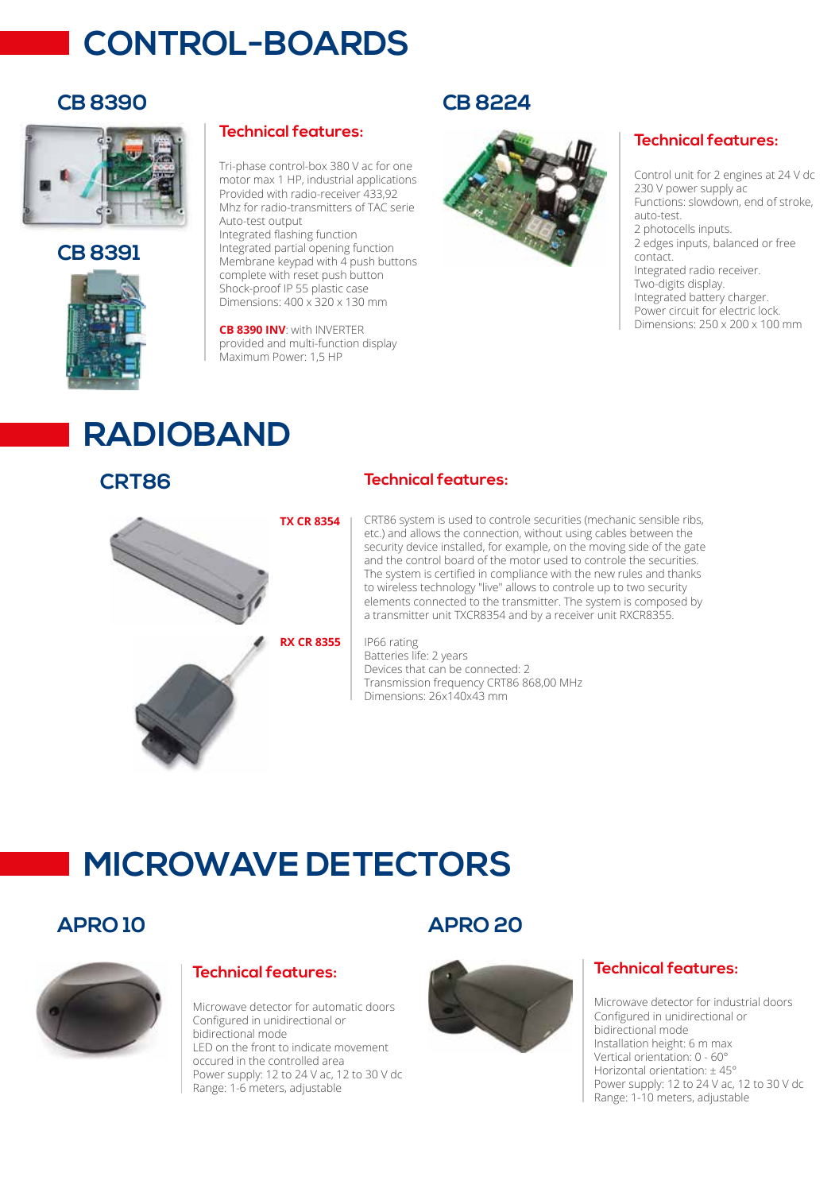# CONTROL-BOARDS

## CB 8390

## CB 8391

### Technical features:

Tri-phase control-box 380 V ac for one motor max 1 HP, industrial applications
Provided with radio-receiver 433,92 Mhz for radio-transmitters of TAC serie
Auto-test output
Integrated flashing function
Integrated partial opening function
Membrane keypad with 4 push buttons complete with reset push button
Shock-proof IP 55 plastic case
Dimensions: 400 x 320 x 130 mm

**CB 8390 INV**: with INVERTER provided and multi-function display
Maximum Power: 1,5 HP

## CB 8224

### Technical features:

Control unit for 2 engines at 24 V dc
230 V power supply ac
Functions: slowdown, end of stroke, auto-test.
2 photocells inputs.
2 edges inputs, balanced or free contact.
Integrated radio receiver.
Two-digits display.
Integrated battery charger.
Power circuit for electric lock.
Dimensions: 250 x 200 x 100 mm

# RADIOBAND

## CRT86

**TX CR 8354**

**RX CR 8355**

### Technical features:

CRT86 system is used to controle securities (mechanic sensible ribs, etc.) and allows the connection, without using cables between the security device installed, for example, on the moving side of the gate and the control board of the motor used to controle the securities. The system is certified in compliance with the new rules and thanks to wireless technology "live" allows to controle up to two security elements connected to the transmitter. The system is composed by a transmitter unit TXCR8354 and by a receiver unit RXCR8355.

IP66 rating
Batteries life: 2 years
Devices that can be connected: 2
Transmission frequency CRT86 868,00 MHz
Dimensions: 26x140x43 mm

# MICROWAVE DETECTORS

## APRO 10

### Technical features:

Microwave detector for automatic doors
Configured in unidirectional or bidirectional mode
LED on the front to indicate movement occured in the controlled area
Power supply: 12 to 24 V ac, 12 to 30 V dc
Range: 1-6 meters, adjustable

## APRO 20

### Technical features:

Microwave detector for industrial doors
Configured in unidirectional or bidirectional mode
Installation height: 6 m max
Vertical orientation: 0 - 60°
Horizontal orientation: ± 45°
Power supply: 12 to 24 V ac, 12 to 30 V dc
Range: 1-10 meters, adjustable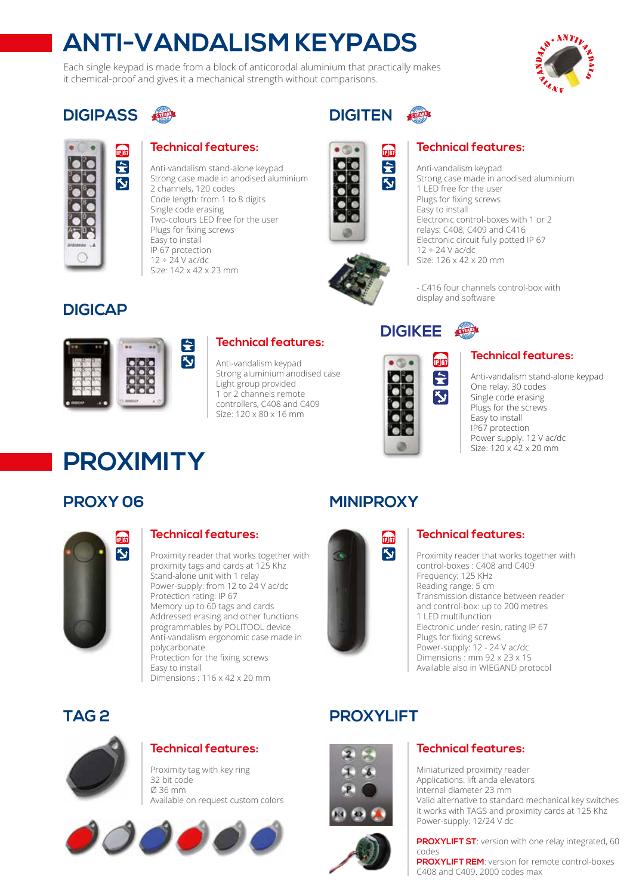# ANTI-VANDALISM KEYPADS

Each single keypad is made from a block of anticorodal aluminium that practically makes it chemical-proof and gives it a mechanical strength without comparisons.

## DIGIPASS

### Technical features:

Anti-vandalism stand-alone keypad
Strong case made in anodised aluminium
2 channels, 120 codes
Code length: from 1 to 8 digits
Single code erasing
Two-colours LED free for the user
Plugs for fixing screws
Easy to install
IP 67 protection
12 ÷ 24 V ac/dc
Size: 142 x 42 x 23 mm

## DIGITEN

### Technical features:

Anti-vandalism keypad
Strong case made in anodised aluminium
1 LED free for the user
Plugs for fixing screws
Easy to install
Electronic control-boxes with 1 or 2 relays: C408, C409 and C416
Electronic circuit fully potted IP 67
12 ÷ 24 V ac/dc
Size: 126 x 42 x 20 mm

- C416 four channels control-box with display and software

## DIGICAP

### Technical features:

Anti-vandalism keypad
Strong aluminium anodised case
Light group provided
1 or 2 channels remote controllers, C408 and C409
Size: 120 x 80 x 16 mm

## DIGIKEE

### Technical features:

Anti-vandalism stand-alone keypad
One relay, 30 codes
Single code erasing
Plugs for the screws
Easy to install
IP67 protection
Power supply: 12 V ac/dc
Size: 120 x 42 x 20 mm

# PROXIMITY

## PROXY 06

### Technical features:

Proximity reader that works together with proximity tags and cards at 125 Khz
Stand-alone unit with 1 relay
Power-supply: from 12 to 24 V ac/dc
Protection rating: IP 67
Memory up to 60 tags and cards
Addressed erasing and other functions programmables by POLITOOL device
Anti-vandalism ergonomic case made in polycarbonate
Protection for the fixing screws
Easy to install
Dimensions : 116 x 42 x 20 mm

## MINIPROXY

### Technical features:

Proximity reader that works together with control-boxes : C408 and C409
Frequency: 125 KHz
Reading range: 5 cm
Transmission distance between reader and control-box: up to 200 metres
1 LED multifunction
Electronic under resin, rating IP 67
Plugs for fixing screws
Power-supply: 12 - 24 V ac/dc
Dimensions : mm 92 x 23 x 15
Available also in WIEGAND protocol

## TAG 2

### Technical features:

Proximity tag with key ring
32 bit code
Ø 36 mm
Available on request custom colors

## PROXYLIFT

### Technical features:

Miniaturized proximity reader
Applications: lift anda elevators
internal diameter 23 mm
Valid alternative to standard mechanical key switches
It works with TAGS and proximity cards at 125 Khz
Power-supply: 12/24 V dc

**PROXYLIFT ST**: version with one relay integrated, 60 codes
**PROXYLIFT REM**: version for remote control-boxes C408 and C409. 2000 codes max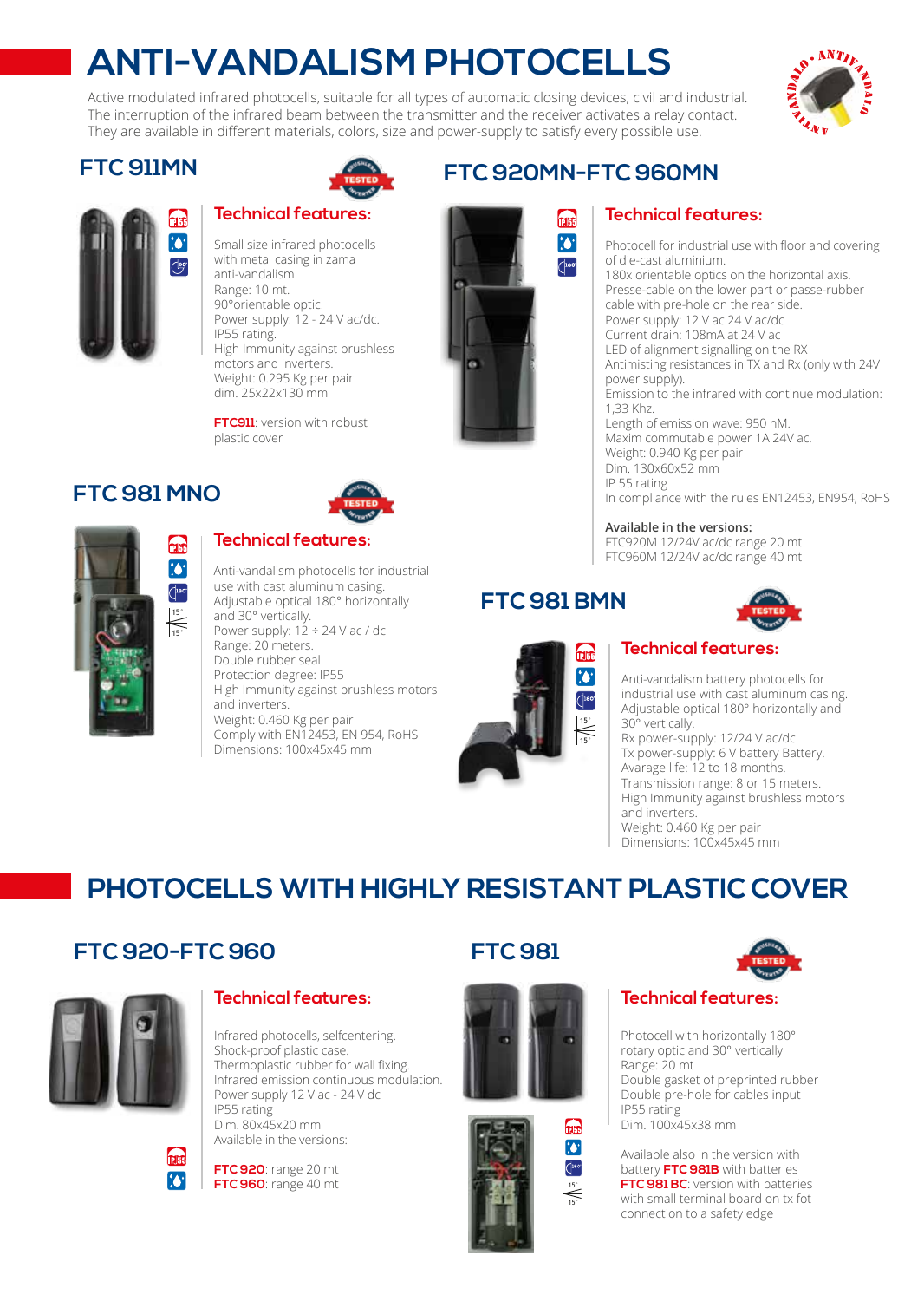# ANTI-VANDALISM PHOTOCELLS

Active modulated infrared photocells, suitable for all types of automatic closing devices, civil and industrial.
The interruption of the infrared beam between the transmitter and the receiver activates a relay contact.
They are available in different materials, colors, size and power-supply to satisfy every possible use.

## FTC 911MN

### Technical features:

Small size infrared photocells with metal casing in zama anti-vandalism.
Range: 10 mt.
90°orientable optic.
Power supply: 12 - 24 V ac/dc.
IP55 rating.
High Immunity against brushless motors and inverters.
Weight: 0.295 Kg per pair
dim. 25x22x130 mm

**FTC911**: version with robust plastic cover

## FTC 920MN-FTC 960MN

### Technical features:

Photocell for industrial use with floor and covering of die-cast aluminium.
180x orientable optics on the horizontal axis.
Presse-cable on the lower part or passe-rubber cable with pre-hole on the rear side.
Power supply: 12 V ac 24 V ac/dc
Current drain: 108mA at 24 V ac
LED of alignment signalling on the RX
Antimisting resistances in TX and Rx (only with 24V power supply).
Emission to the infrared with continue modulation: 1,33 Khz.
Length of emission wave: 950 nM.
Maxim commutable power 1A 24V ac.
Weight: 0.940 Kg per pair
Dim. 130x60x52 mm
IP 55 rating
In compliance with the rules EN12453, EN954, RoHS

**Available in the versions:**
FTC920M 12/24V ac/dc range 20 mt
FTC960M 12/24V ac/dc range 40 mt

## FTC 981 MNO

### Technical features:

Anti-vandalism photocells for industrial use with cast aluminum casing.
Adjustable optical 180° horizontally and 30° vertically.
Power supply: 12 ÷ 24 V ac / dc
Range: 20 meters.
Double rubber seal.
Protection degree: IP55
High Immunity against brushless motors and inverters.
Weight: 0.460 Kg per pair
Comply with EN12453, EN 954, RoHS
Dimensions: 100x45x45 mm

## FTC 981 BMN

### Technical features:

Anti-vandalism battery photocells for industrial use with cast aluminum casing.
Adjustable optical 180° horizontally and 30° vertically.
Rx power-supply: 12/24 V ac/dc
Tx power-supply: 6 V battery Battery.
Avarage life: 12 to 18 months.
Transmission range: 8 or 15 meters.
High Immunity against brushless motors and inverters.
Weight: 0.460 Kg per pair
Dimensions: 100x45x45 mm

# PHOTOCELLS WITH HIGHLY RESISTANT PLASTIC COVER

## FTC 920-FTC 960

### Technical features:

Infrared photocells, selfcentering.
Shock-proof plastic case.
Thermoplastic rubber for wall fixing.
Infrared emission continuous modulation.
Power supply 12 V ac - 24 V dc
IP55 rating
Dim. 80x45x20 mm
Available in the versions:

**FTC 920**: range 20 mt
**FTC 960**: range 40 mt

## FTC 981

### Technical features:

Photocell with horizontally 180° rotary optic and 30° vertically
Range: 20 mt
Double gasket of preprinted rubber
Double pre-hole for cables input
IP55 rating
Dim. 100x45x38 mm

Available also in the version with battery **FTC 981B** with batteries
**FTC 981 BC**: version with batteries with small terminal board on tx fot connection to a safety edge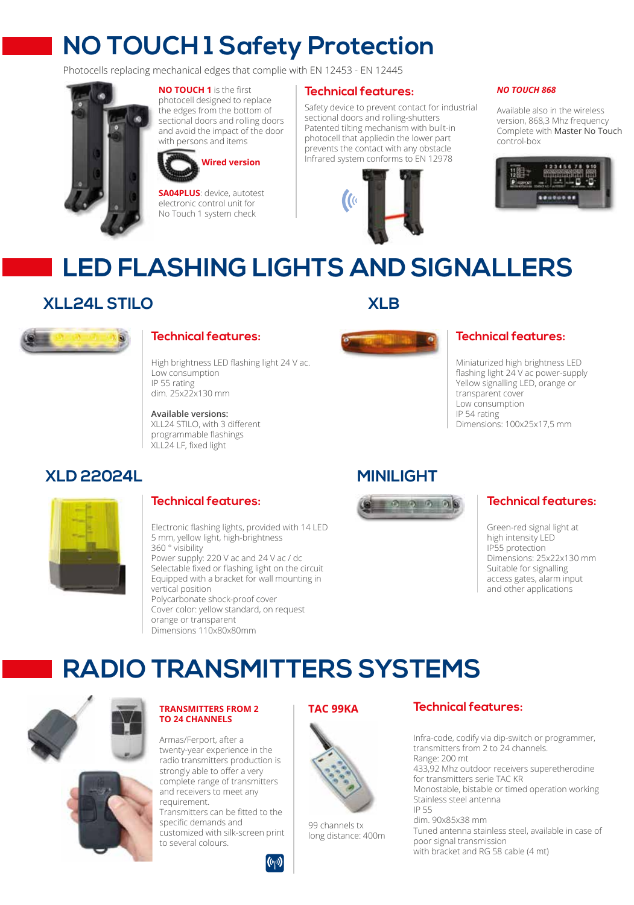# NO TOUCH 1 Safety Protection

Photocells replacing mechanical edges that complie with EN 12453 - EN 12445

**NO TOUCH 1** is the first photocell designed to replace the edges from the bottom of sectional doors and rolling doors and avoid the impact of the door with persons and items

**Wired version**

**SA04PLUS**: device, autotest electronic control unit for No Touch 1 system check

## Technical features:

Safety device to prevent contact for industrial sectional doors and rolling-shutters
Patented tilting mechanism with built-in photocell that appliedin the lower part prevents the contact with any obstacle
Infrared system conforms to EN 12978

***NO TOUCH 868***

Available also in the wireless version, 868,3 Mhz frequency
Complete with Master No Touch control-box

# LED FLASHING LIGHTS AND SIGNALLERS

## XLL24L STILO

### Technical features:

High brightness LED flashing light 24 V ac.
Low consumption
IP 55 rating
dim. 25x22x130 mm

**Available versions:**
XLL24 STILO, with 3 different programmable flashings
XLL24 LF, fixed light

## XLB

### Technical features:

Miniaturized high brightness LED flashing light 24 V ac power-supply
Yellow signalling LED, orange or transparent cover
Low consumption
IP 54 rating
Dimensions: 100x25x17,5 mm

## XLD 22024L

### Technical features:

Electronic flashing lights, provided with 14 LED 5 mm, yellow light, high-brightness
360 ° visibility
Power supply: 220 V ac and 24 V ac / dc
Selectable fixed or flashing light on the circuit
Equipped with a bracket for wall mounting in vertical position
Polycarbonate shock-proof cover
Cover color: yellow standard, on request orange or transparent
Dimensions 110x80x80mm

## MINILIGHT

### Technical features:

Green-red signal light at high intensity LED
IP55 protection
Dimensions: 25x22x130 mm
Suitable for signalling access gates, alarm input and other applications

# RADIO TRANSMITTERS SYSTEMS

**TRANSMITTERS FROM 2 TO 24 CHANNELS**

Armas/Ferport, after a twenty-year experience in the radio transmitters production is strongly able to offer a very complete range of transmitters and receivers to meet any requirement.
Transmitters can be fitted to the specific demands and customized with silk-screen print to several colours.

## TAC 99KA

99 channels tx
long distance: 400m

## Technical features:

Infra-code, codify via dip-switch or programmer, transmitters from 2 to 24 channels.
Range: 200 mt
433,92 Mhz outdoor receivers superetherodine for transmitters serie TAC KR
Monostable, bistable or timed operation working
Stainless steel antenna
IP 55
dim. 90x85x38 mm
Tuned antenna stainless steel, available in case of poor signal transmission
with bracket and RG 58 cable (4 mt)